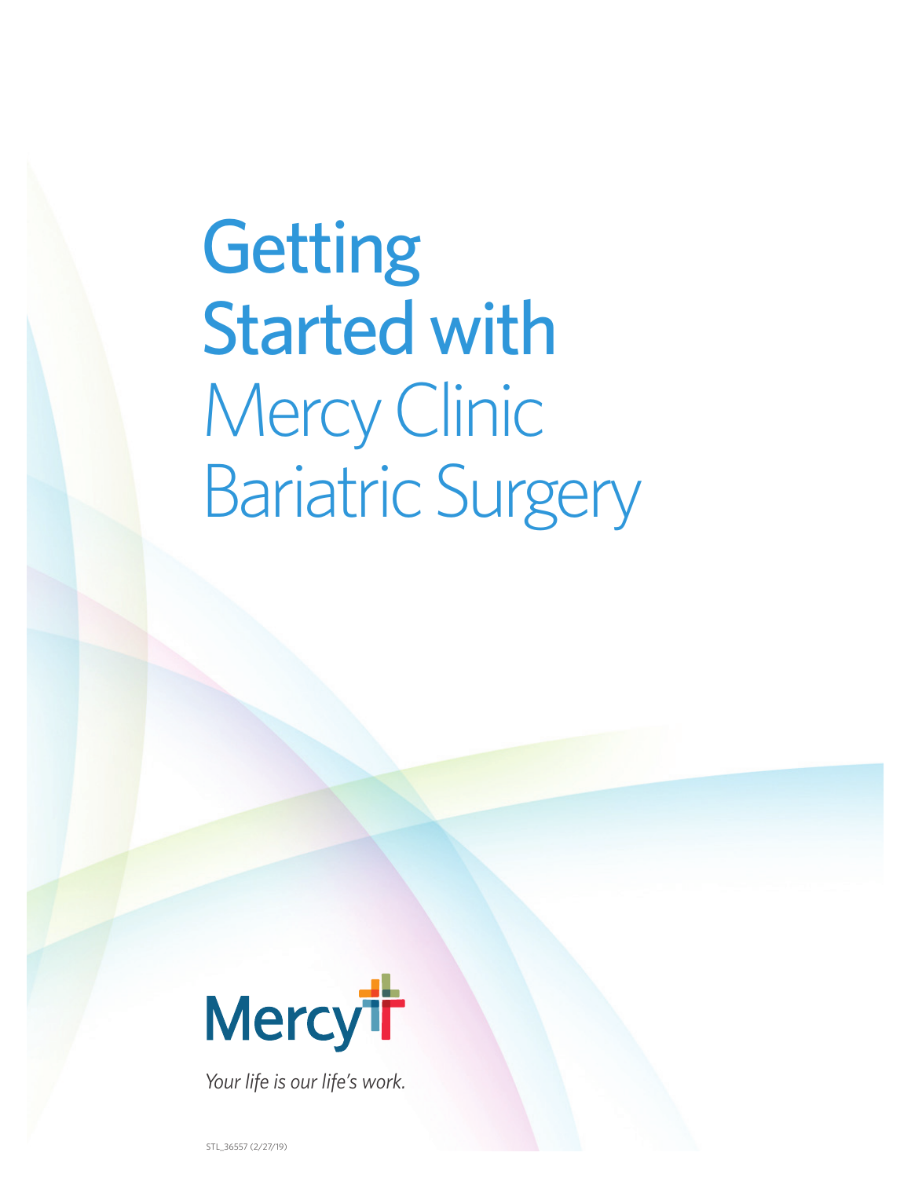# Getting Started with Mercy Clinic Bariatric Surgery

Mercy

*Your life is our life's work.*

STL_36557 (2/27/19)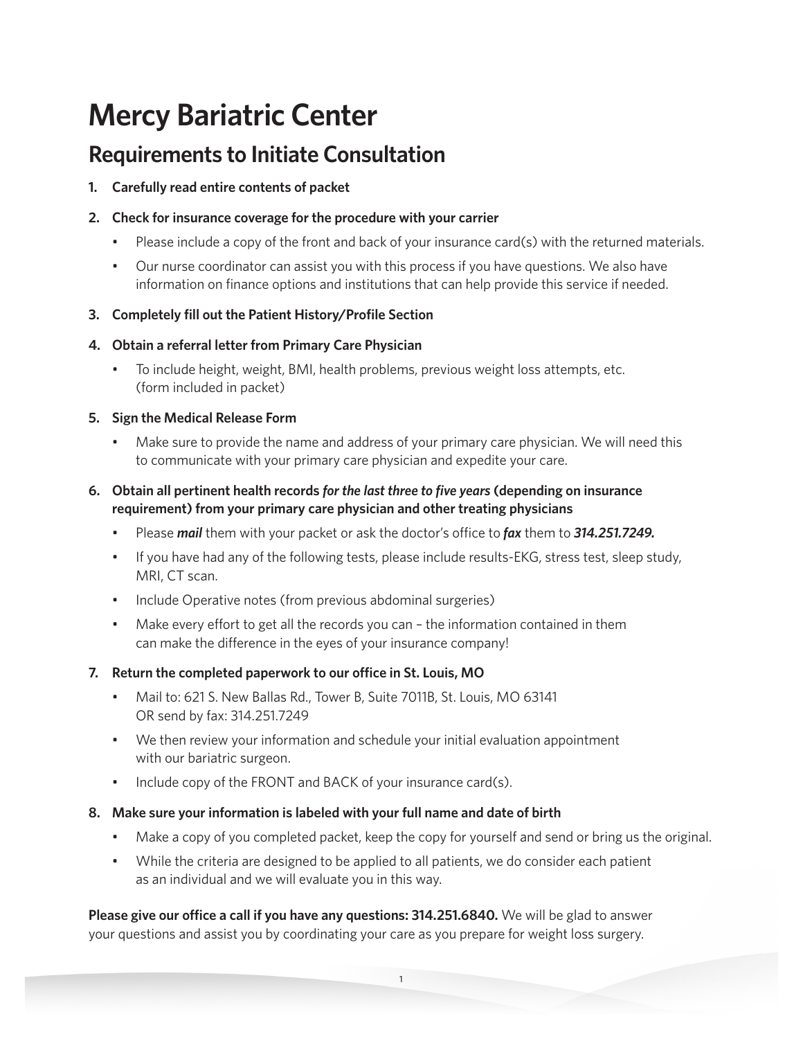# Mercy Bariatric Center

## Requirements to Initiate Consultation

1. **Carefully read entire contents of packet**

2. **Check for insurance coverage for the procedure with your carrier**
   - Please include a copy of the front and back of your insurance card(s) with the returned materials.
   - Our nurse coordinator can assist you with this process if you have questions. We also have information on finance options and institutions that can help provide this service if needed.

3. **Completely fill out the Patient History/Profile Section**

4. **Obtain a referral letter from Primary Care Physician**
   - To include height, weight, BMI, health problems, previous weight loss attempts, etc. (form included in packet)

5. **Sign the Medical Release Form**
   - Make sure to provide the name and address of your primary care physician. We will need this to communicate with your primary care physician and expedite your care.

6. **Obtain all pertinent health records *for the last three to five years* (depending on insurance requirement) from your primary care physician and other treating physicians**
   - Please ***mail*** them with your packet or ask the doctor's office to ***fax*** them to ***314.251.7249.***
   - If you have had any of the following tests, please include results-EKG, stress test, sleep study, MRI, CT scan.
   - Include Operative notes (from previous abdominal surgeries)
   - Make every effort to get all the records you can – the information contained in them can make the difference in the eyes of your insurance company!

7. **Return the completed paperwork to our office in St. Louis, MO**
   - Mail to: 621 S. New Ballas Rd., Tower B, Suite 7011B, St. Louis, MO 63141 OR send by fax: 314.251.7249
   - We then review your information and schedule your initial evaluation appointment with our bariatric surgeon.
   - Include copy of the FRONT and BACK of your insurance card(s).

8. **Make sure your information is labeled with your full name and date of birth**
   - Make a copy of you completed packet, keep the copy for yourself and send or bring us the original.
   - While the criteria are designed to be applied to all patients, we do consider each patient as an individual and we will evaluate you in this way.

**Please give our office a call if you have any questions: 314.251.6840.** We will be glad to answer your questions and assist you by coordinating your care as you prepare for weight loss surgery.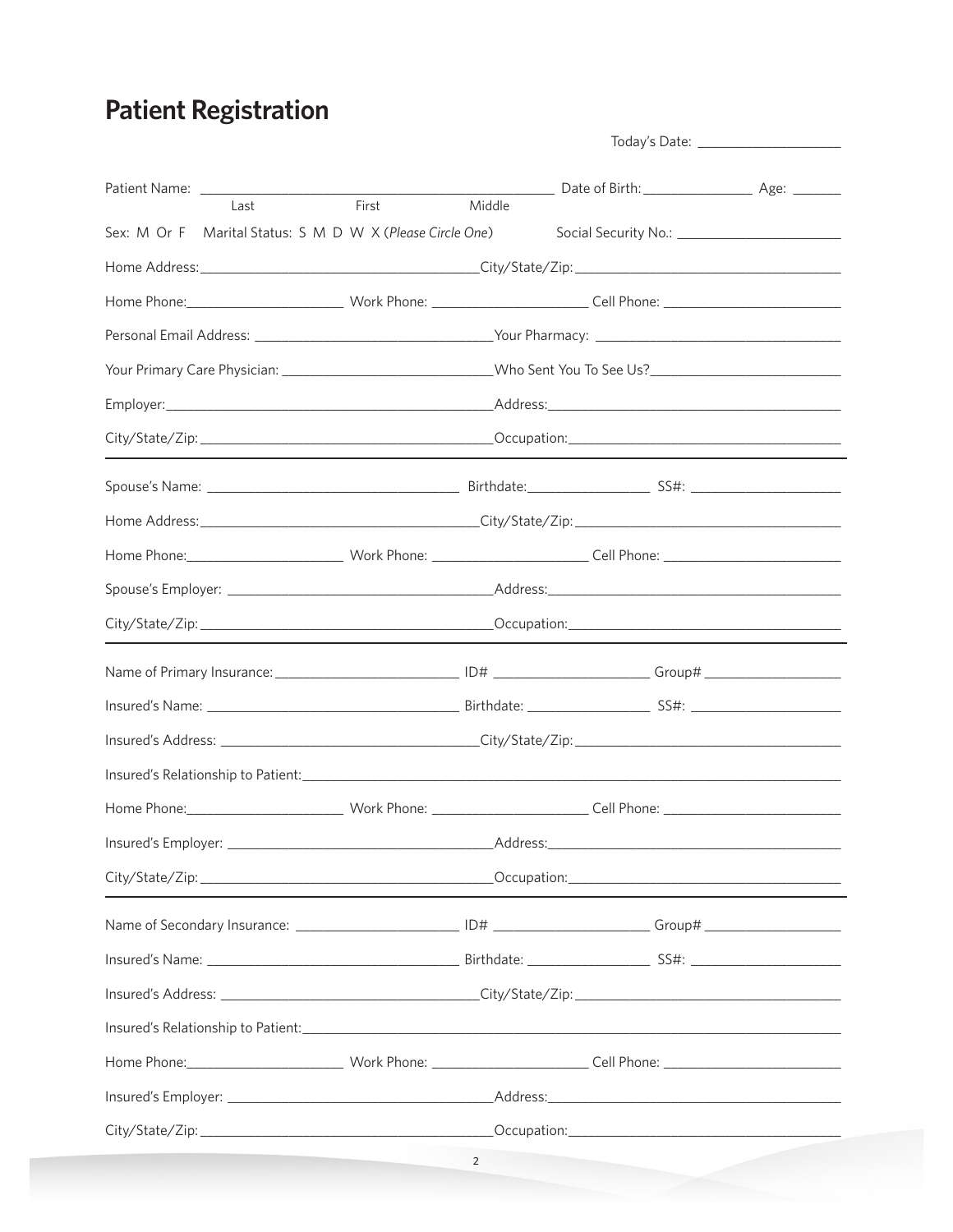# Patient Registration

Today's Date: ____________________

Patient Name: ______________________________________________ Date of Birth: ______________ Age: ______
Last First Middle

Sex: M Or F Marital Status: S M D W X (*Please Circle One*) Social Security No.: ______________________

Home Address: ______________________________________ City/State/Zip: ____________________________________

Home Phone: ____________________ Work Phone: ____________________ Cell Phone: ______________________

Personal Email Address: ______________________________ Your Pharmacy: ________________________________

Your Primary Care Physician: __________________________ Who Sent You To See Us? ________________________

Employer: ___________________________________________ Address: ________________________________________

City/State/Zip: _____________________________________ Occupation: _____________________________________

---

Spouse's Name: _________________________________ Birthdate: _______________ SS#: ___________________

Home Address: ______________________________________ City/State/Zip: ____________________________________

Home Phone: ____________________ Work Phone: ____________________ Cell Phone: ______________________

Spouse's Employer: __________________________________ Address: ________________________________________

City/State/Zip: _____________________________________ Occupation: _____________________________________

---

Name of Primary Insurance: ________________________ ID# ____________________ Group# __________________

Insured's Name: _________________________________ Birthdate: _______________ SS#: ___________________

Insured's Address: _________________________________ City/State/Zip: ____________________________________

Insured's Relationship to Patient: ______________________________________________________________________

Home Phone: ____________________ Work Phone: ____________________ Cell Phone: ______________________

Insured's Employer: _________________________________ Address: ________________________________________

City/State/Zip: _____________________________________ Occupation: _____________________________________

---

Name of Secondary Insurance: ______________________ ID# ____________________ Group# __________________

Insured's Name: _________________________________ Birthdate: _______________ SS#: ___________________

Insured's Address: _________________________________ City/State/Zip: ____________________________________

Insured's Relationship to Patient: ______________________________________________________________________

Home Phone: ____________________ Work Phone: ____________________ Cell Phone: ______________________

Insured's Employer: _________________________________ Address: ________________________________________

City/State/Zip: _____________________________________ Occupation: _____________________________________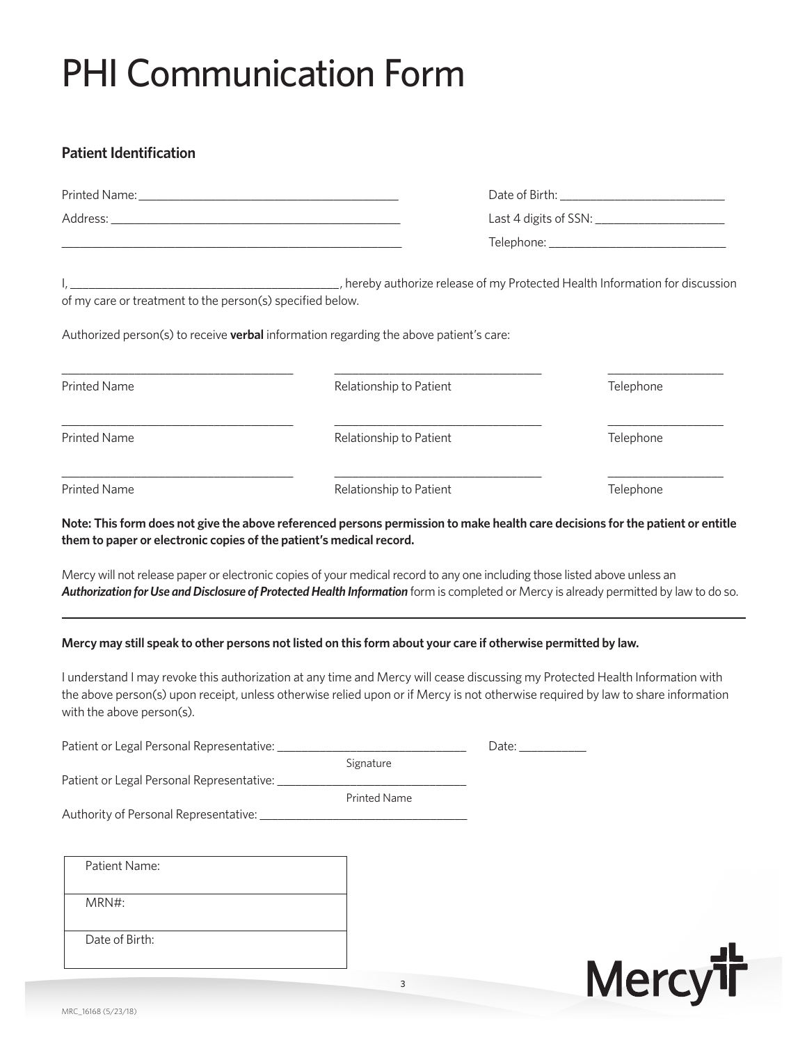# PHI Communication Form

## Patient Identification

Printed Name: ___________________________________________ Date of Birth: ___________________________

Address: ________________________________________________ Last 4 digits of SSN: _____________________

________________________________________________________ Telephone: _______________________________

I, ____________________________________________, hereby authorize release of my Protected Health Information for discussion of my care or treatment to the person(s) specified below.

Authorized person(s) to receive **verbal** information regarding the above patient's care:

| Printed Name | Relationship to Patient | Telephone |
|---|---|---|
| | | |
| | | |
| | | |

**Note: This form does not give the above referenced persons permission to make health care decisions for the patient or entitle them to paper or electronic copies of the patient's medical record.**

Mercy will not release paper or electronic copies of your medical record to any one including those listed above unless an ***Authorization for Use and Disclosure of Protected Health Information*** form is completed or Mercy is already permitted by law to do so.

---

**Mercy may still speak to other persons not listed on this form about your care if otherwise permitted by law.**

I understand I may revoke this authorization at any time and Mercy will cease discussing my Protected Health Information with the above person(s) upon receipt, unless otherwise relied upon or if Mercy is not otherwise required by law to share information with the above person(s).

Patient or Legal Personal Representative: _______________________________ Date: ___________
Signature

Patient or Legal Personal Representative: _______________________________
Printed Name

Authority of Personal Representative: __________________________________

| Patient Name: |
|---|
| MRN#: |
| Date of Birth: |

Mercy

MRC_16168 (5/23/18)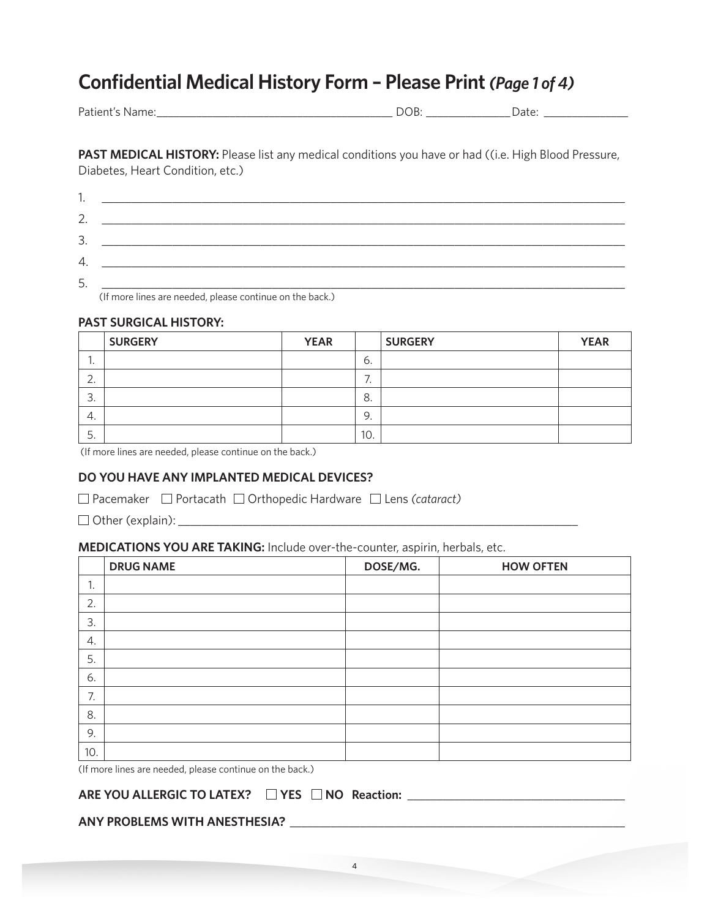# Confidential Medical History Form – Please Print *(Page 1 of 4)*

Patient's Name:________________________________________ DOB: _______________ Date: _______________

**PAST MEDICAL HISTORY:** Please list any medical conditions you have or had ((i.e. High Blood Pressure, Diabetes, Heart Condition, etc.)

1. ________________________________________________________________________________
2. ________________________________________________________________________________
3. ________________________________________________________________________________
4. ________________________________________________________________________________
5. ________________________________________________________________________________

(If more lines are needed, please continue on the back.)

**PAST SURGICAL HISTORY:**

| | SURGERY | YEAR | | SURGERY | YEAR |
|---|---|---|---|---|---|
| 1. | | | 6. | | |
| 2. | | | 7. | | |
| 3. | | | 8. | | |
| 4. | | | 9. | | |
| 5. | | | 10. | | |

(If more lines are needed, please continue on the back.)

**DO YOU HAVE ANY IMPLANTED MEDICAL DEVICES?**

☐ Pacemaker ☐ Portacath ☐ Orthopedic Hardware ☐ Lens *(cataract)*

☐ Other (explain): ____________________________________________________________________

**MEDICATIONS YOU ARE TAKING:** Include over-the-counter, aspirin, herbals, etc.

| | DRUG NAME | DOSE/MG. | HOW OFTEN |
|---|---|---|---|
| 1. | | | |
| 2. | | | |
| 3. | | | |
| 4. | | | |
| 5. | | | |
| 6. | | | |
| 7. | | | |
| 8. | | | |
| 9. | | | |
| 10. | | | |

(If more lines are needed, please continue on the back.)

**ARE YOU ALLERGIC TO LATEX?** ☐ **YES** ☐ **NO** **Reaction:** ____________________________________

**ANY PROBLEMS WITH ANESTHESIA?** _______________________________________________________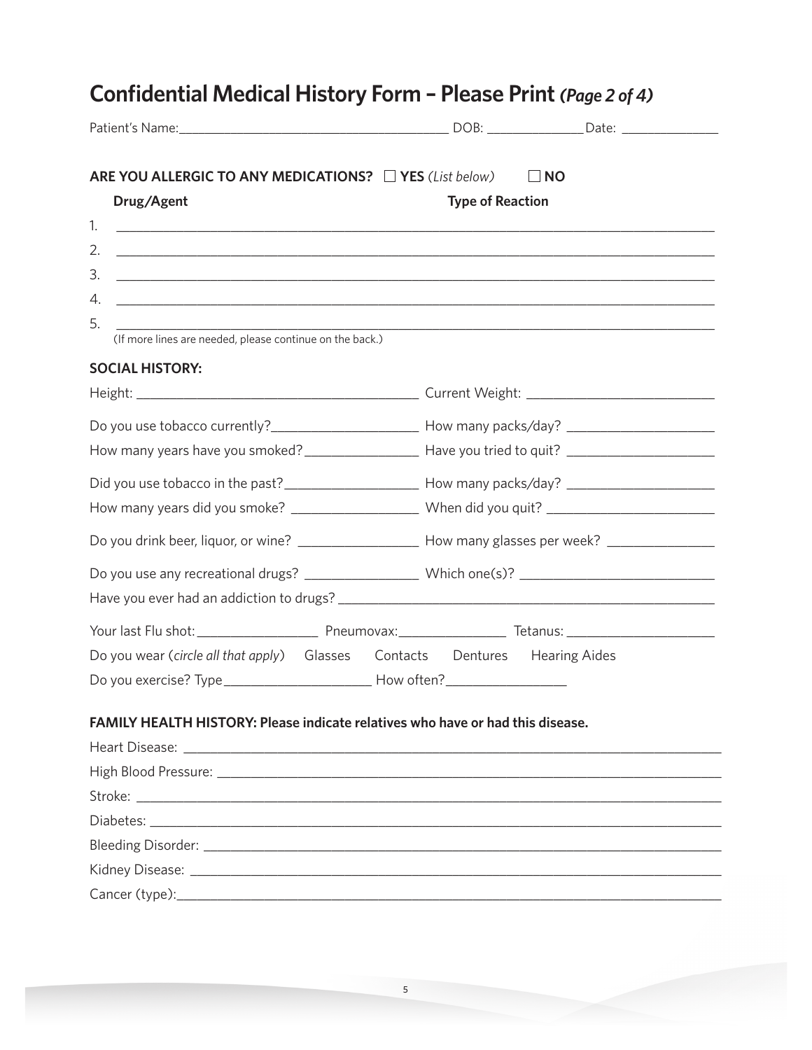# Confidential Medical History Form – Please Print *(Page 2 of 4)*

Patient's Name:______________________________________ DOB: ______________ Date: ______________

**ARE YOU ALLERGIC TO ANY MEDICATIONS?** ☐ **YES** *(List below)* ☐ **NO**

| | **Drug/Agent** | **Type of Reaction** |
|---|---|---|
| 1. | | |
| 2. | | |
| 3. | | |
| 4. | | |
| 5. | | |

(If more lines are needed, please continue on the back.)

**SOCIAL HISTORY:**

Height: ______________________________________ Current Weight: __________________________

Do you use tobacco currently?____________________ How many packs/day? ____________________

How many years have you smoked?________________ Have you tried to quit? ____________________

Did you use tobacco in the past?__________________ How many packs/day? ____________________

How many years did you smoke? _________________ When did you quit? ______________________

Do you drink beer, liquor, or wine? ________________ How many glasses per week? ______________

Do you use any recreational drugs? _______________ Which one(s)? __________________________

Have you ever had an addiction to drugs? ____________________________________________________

Your last Flu shot: ________________ Pneumovax:_______________ Tetanus: ____________________

Do you wear (*circle all that apply*) Glasses Contacts Dentures Hearing Aides

Do you exercise? Type____________________ How often?________________

**FAMILY HEALTH HISTORY: Please indicate relatives who have or had this disease.**

Heart Disease: ___________________________________________________________________________

High Blood Pressure: ______________________________________________________________________

Stroke: _________________________________________________________________________________

Diabetes: _______________________________________________________________________________

Bleeding Disorder: ________________________________________________________________________

Kidney Disease: __________________________________________________________________________

Cancer (type):____________________________________________________________________________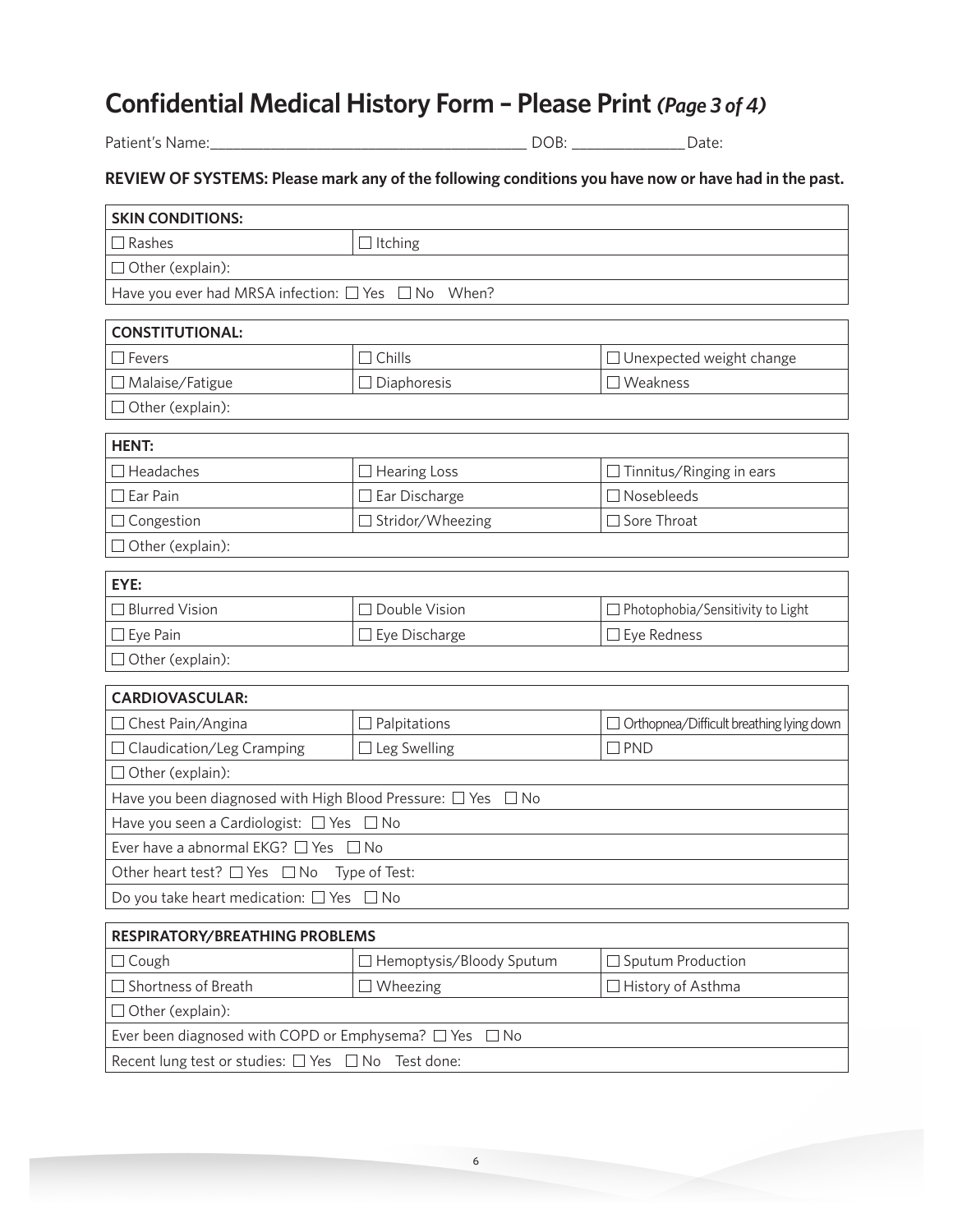# Confidential Medical History Form – Please Print *(Page 3 of 4)*

Patient's Name:_______________________________________ DOB: ______________ Date:

**REVIEW OF SYSTEMS: Please mark any of the following conditions you have now or have had in the past.**

| **SKIN CONDITIONS:** | | |
|---|---|---|
| ☐ Rashes | ☐ Itching | |
| ☐ Other (explain): | | |
| Have you ever had MRSA infection: ☐ Yes ☐ No When? | | |

| **CONSTITUTIONAL:** | | |
|---|---|---|
| ☐ Fevers | ☐ Chills | ☐ Unexpected weight change |
| ☐ Malaise/Fatigue | ☐ Diaphoresis | ☐ Weakness |
| ☐ Other (explain): | | |

| **HENT:** | | |
|---|---|---|
| ☐ Headaches | ☐ Hearing Loss | ☐ Tinnitus/Ringing in ears |
| ☐ Ear Pain | ☐ Ear Discharge | ☐ Nosebleeds |
| ☐ Congestion | ☐ Stridor/Wheezing | ☐ Sore Throat |
| ☐ Other (explain): | | |

| **EYE:** | | |
|---|---|---|
| ☐ Blurred Vision | ☐ Double Vision | ☐ Photophobia/Sensitivity to Light |
| ☐ Eye Pain | ☐ Eye Discharge | ☐ Eye Redness |
| ☐ Other (explain): | | |

| **CARDIOVASCULAR:** | | |
|---|---|---|
| ☐ Chest Pain/Angina | ☐ Palpitations | ☐ Orthopnea/Difficult breathing lying down |
| ☐ Claudication/Leg Cramping | ☐ Leg Swelling | ☐ PND |
| ☐ Other (explain): | | |
| Have you been diagnosed with High Blood Pressure: ☐ Yes ☐ No | | |
| Have you seen a Cardiologist: ☐ Yes ☐ No | | |
| Ever have a abnormal EKG? ☐ Yes ☐ No | | |
| Other heart test? ☐ Yes ☐ No Type of Test: | | |
| Do you take heart medication: ☐ Yes ☐ No | | |

| **RESPIRATORY/BREATHING PROBLEMS** | | |
|---|---|---|
| ☐ Cough | ☐ Hemoptysis/Bloody Sputum | ☐ Sputum Production |
| ☐ Shortness of Breath | ☐ Wheezing | ☐ History of Asthma |
| ☐ Other (explain): | | |
| Ever been diagnosed with COPD or Emphysema? ☐ Yes ☐ No | | |
| Recent lung test or studies: ☐ Yes ☐ No Test done: | | |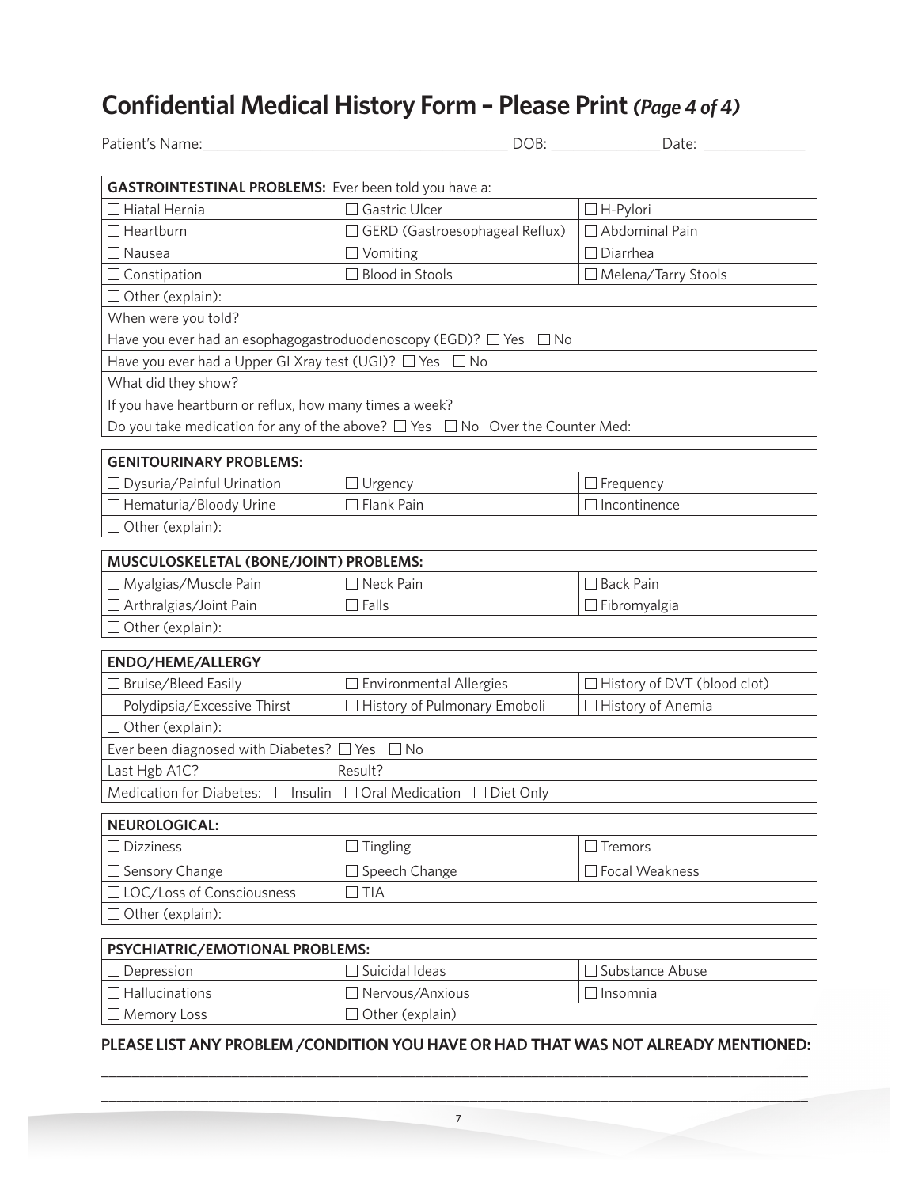# Confidential Medical History Form – Please Print *(Page 4 of 4)*

Patient's Name:______________________________________ DOB: ______________ Date: _____________

| **GASTROINTESTINAL PROBLEMS:** Ever been told you have a: | | |
|---|---|---|
| ☐ Hiatal Hernia | ☐ Gastric Ulcer | ☐ H-Pylori |
| ☐ Heartburn | ☐ GERD (Gastroesophageal Reflux) | ☐ Abdominal Pain |
| ☐ Nausea | ☐ Vomiting | ☐ Diarrhea |
| ☐ Constipation | ☐ Blood in Stools | ☐ Melena/Tarry Stools |
| ☐ Other (explain): | | |
| When were you told? | | |
| Have you ever had an esophagogastroduodenoscopy (EGD)? ☐ Yes ☐ No | | |
| Have you ever had a Upper GI Xray test (UGI)? ☐ Yes ☐ No | | |
| What did they show? | | |
| If you have heartburn or reflux, how many times a week? | | |
| Do you take medication for any of the above? ☐ Yes ☐ No Over the Counter Med: | | |

| **GENITOURINARY PROBLEMS:** | | |
|---|---|---|
| ☐ Dysuria/Painful Urination | ☐ Urgency | ☐ Frequency |
| ☐ Hematuria/Bloody Urine | ☐ Flank Pain | ☐ Incontinence |
| ☐ Other (explain): | | |

| **MUSCULOSKELETAL (BONE/JOINT) PROBLEMS:** | | |
|---|---|---|
| ☐ Myalgias/Muscle Pain | ☐ Neck Pain | ☐ Back Pain |
| ☐ Arthralgias/Joint Pain | ☐ Falls | ☐ Fibromyalgia |
| ☐ Other (explain): | | |

| **ENDO/HEME/ALLERGY** | | |
|---|---|---|
| ☐ Bruise/Bleed Easily | ☐ Environmental Allergies | ☐ History of DVT (blood clot) |
| ☐ Polydipsia/Excessive Thirst | ☐ History of Pulmonary Emoboli | ☐ History of Anemia |
| ☐ Other (explain): | | |
| Ever been diagnosed with Diabetes? ☐ Yes ☐ No | | |
| Last Hgb A1C? | Result? | |
| Medication for Diabetes: ☐ Insulin ☐ Oral Medication ☐ Diet Only | | |

| **NEUROLOGICAL:** | | |
|---|---|---|
| ☐ Dizziness | ☐ Tingling | ☐ Tremors |
| ☐ Sensory Change | ☐ Speech Change | ☐ Focal Weakness |
| ☐ LOC/Loss of Consciousness | ☐ TIA | |
| ☐ Other (explain): | | |

| **PSYCHIATRIC/EMOTIONAL PROBLEMS:** | | |
|---|---|---|
| ☐ Depression | ☐ Suicidal Ideas | ☐ Substance Abuse |
| ☐ Hallucinations | ☐ Nervous/Anxious | ☐ Insomnia |
| ☐ Memory Loss | ☐ Other (explain) | |

**PLEASE LIST ANY PROBLEM /CONDITION YOU HAVE OR HAD THAT WAS NOT ALREADY MENTIONED:**

______________________________________________________________________________________

______________________________________________________________________________________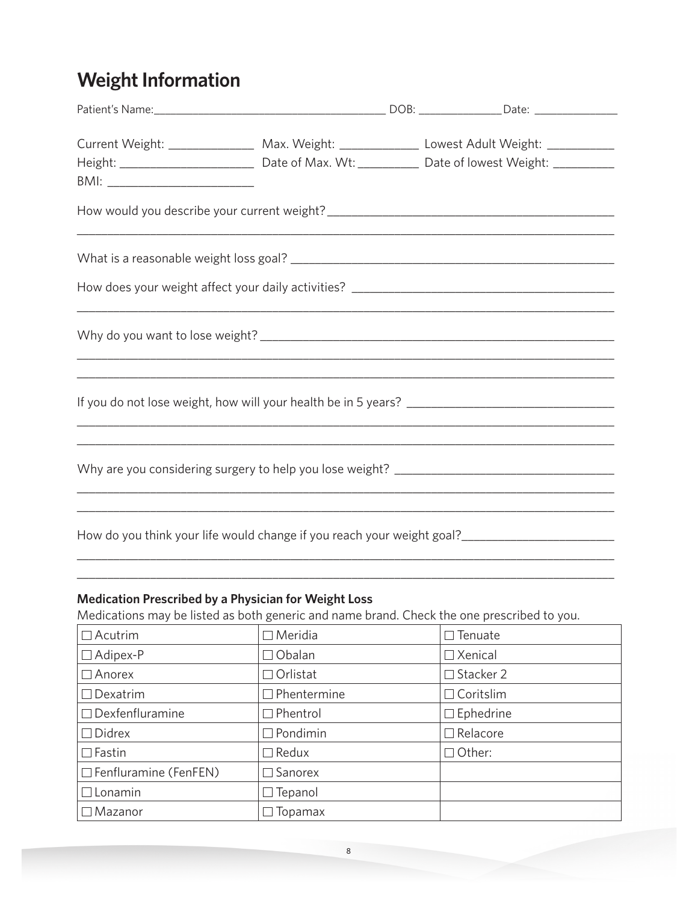# Weight Information

Patient's Name:______________________________________ DOB: ______________ Date: ______________

Current Weight: ______________ Max. Weight: ____________ Lowest Adult Weight: ___________

Height: ______________________ Date of Max. Wt: __________ Date of lowest Weight: __________

BMI: ________________________

How would you describe your current weight?____________________________________________

______________________________________________________________________________

What is a reasonable weight loss goal? __________________________________________________

How does your weight affect your daily activities? _______________________________________

______________________________________________________________________________

Why do you want to lose weight? ______________________________________________________

______________________________________________________________________________

______________________________________________________________________________

If you do not lose weight, how will your health be in 5 years? _______________________________

______________________________________________________________________________

______________________________________________________________________________

Why are you considering surgery to help you lose weight? _________________________________

______________________________________________________________________________

______________________________________________________________________________

How do you think your life would change if you reach your weight goal?_______________________

______________________________________________________________________________

______________________________________________________________________________

**Medication Prescribed by a Physician for Weight Loss**

Medications may be listed as both generic and name brand. Check the one prescribed to you.

| | | |
|---|---|---|
| ☐ Acutrim | ☐ Meridia | ☐ Tenuate |
| ☐ Adipex-P | ☐ Obalan | ☐ Xenical |
| ☐ Anorex | ☐ Orlistat | ☐ Stacker 2 |
| ☐ Dexatrim | ☐ Phentermine | ☐ Coritslim |
| ☐ Dexfenfluramine | ☐ Phentrol | ☐ Ephedrine |
| ☐ Didrex | ☐ Pondimin | ☐ Relacore |
| ☐ Fastin | ☐ Redux | ☐ Other: |
| ☐ Fenfluramine (FenFEN) | ☐ Sanorex | |
| ☐ Lonamin | ☐ Tepanol | |
| ☐ Mazanor | ☐ Topamax | |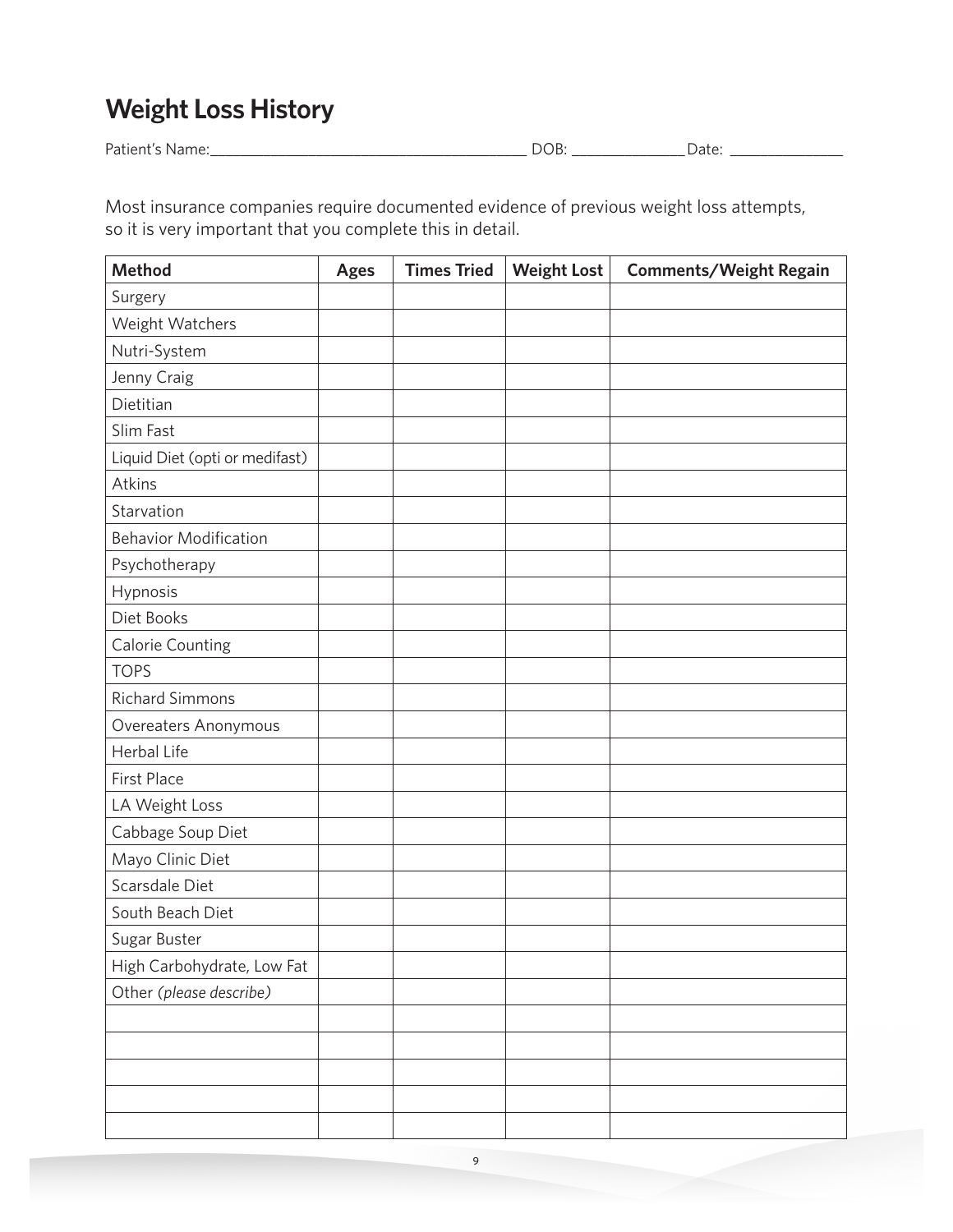# Weight Loss History

Patient's Name:_______________________________________ DOB: ______________ Date: ______________

Most insurance companies require documented evidence of previous weight loss attempts, so it is very important that you complete this in detail.

| Method | Ages | Times Tried | Weight Lost | Comments/Weight Regain |
|---|---|---|---|---|
| Surgery | | | | |
| Weight Watchers | | | | |
| Nutri-System | | | | |
| Jenny Craig | | | | |
| Dietitian | | | | |
| Slim Fast | | | | |
| Liquid Diet (opti or medifast) | | | | |
| Atkins | | | | |
| Starvation | | | | |
| Behavior Modification | | | | |
| Psychotherapy | | | | |
| Hypnosis | | | | |
| Diet Books | | | | |
| Calorie Counting | | | | |
| TOPS | | | | |
| Richard Simmons | | | | |
| Overeaters Anonymous | | | | |
| Herbal Life | | | | |
| First Place | | | | |
| LA Weight Loss | | | | |
| Cabbage Soup Diet | | | | |
| Mayo Clinic Diet | | | | |
| Scarsdale Diet | | | | |
| South Beach Diet | | | | |
| Sugar Buster | | | | |
| High Carbohydrate, Low Fat | | | | |
| Other *(please describe)* | | | | |
| | | | | |
| | | | | |
| | | | | |
| | | | | |
| | | | | |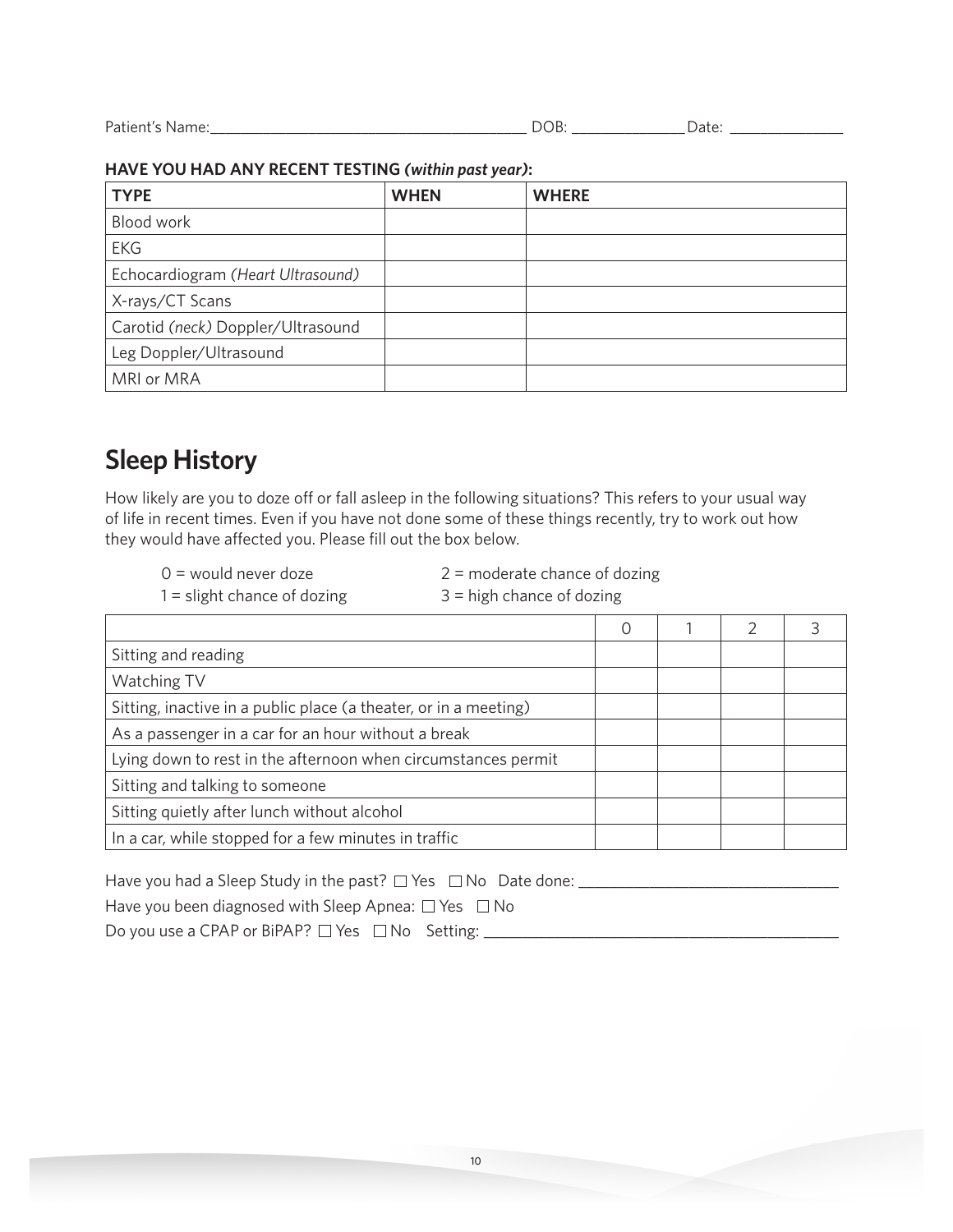Patient's Name:________________________________________ DOB: ______________ Date: ______________

**HAVE YOU HAD ANY RECENT TESTING *(within past year)*:**

| TYPE | WHEN | WHERE |
|---|---|---|
| Blood work | | |
| EKG | | |
| Echocardiogram *(Heart Ultrasound)* | | |
| X-rays/CT Scans | | |
| Carotid *(neck)* Doppler/Ultrasound | | |
| Leg Doppler/Ultrasound | | |
| MRI or MRA | | |

## Sleep History

How likely are you to doze off or fall asleep in the following situations? This refers to your usual way of life in recent times. Even if you have not done some of these things recently, try to work out how they would have affected you. Please fill out the box below.

0 = would never doze
1 = slight chance of dozing
2 = moderate chance of dozing
3 = high chance of dozing

| | 0 | 1 | 2 | 3 |
|---|---|---|---|---|
| Sitting and reading | | | | |
| Watching TV | | | | |
| Sitting, inactive in a public place (a theater, or in a meeting) | | | | |
| As a passenger in a car for an hour without a break | | | | |
| Lying down to rest in the afternoon when circumstances permit | | | | |
| Sitting and talking to someone | | | | |
| Sitting quietly after lunch without alcohol | | | | |
| In a car, while stopped for a few minutes in traffic | | | | |

Have you had a Sleep Study in the past? ☐ Yes ☐ No Date done: ________________________________

Have you been diagnosed with Sleep Apnea: ☐ Yes ☐ No

Do you use a CPAP or BiPAP? ☐ Yes ☐ No Setting: ____________________________________________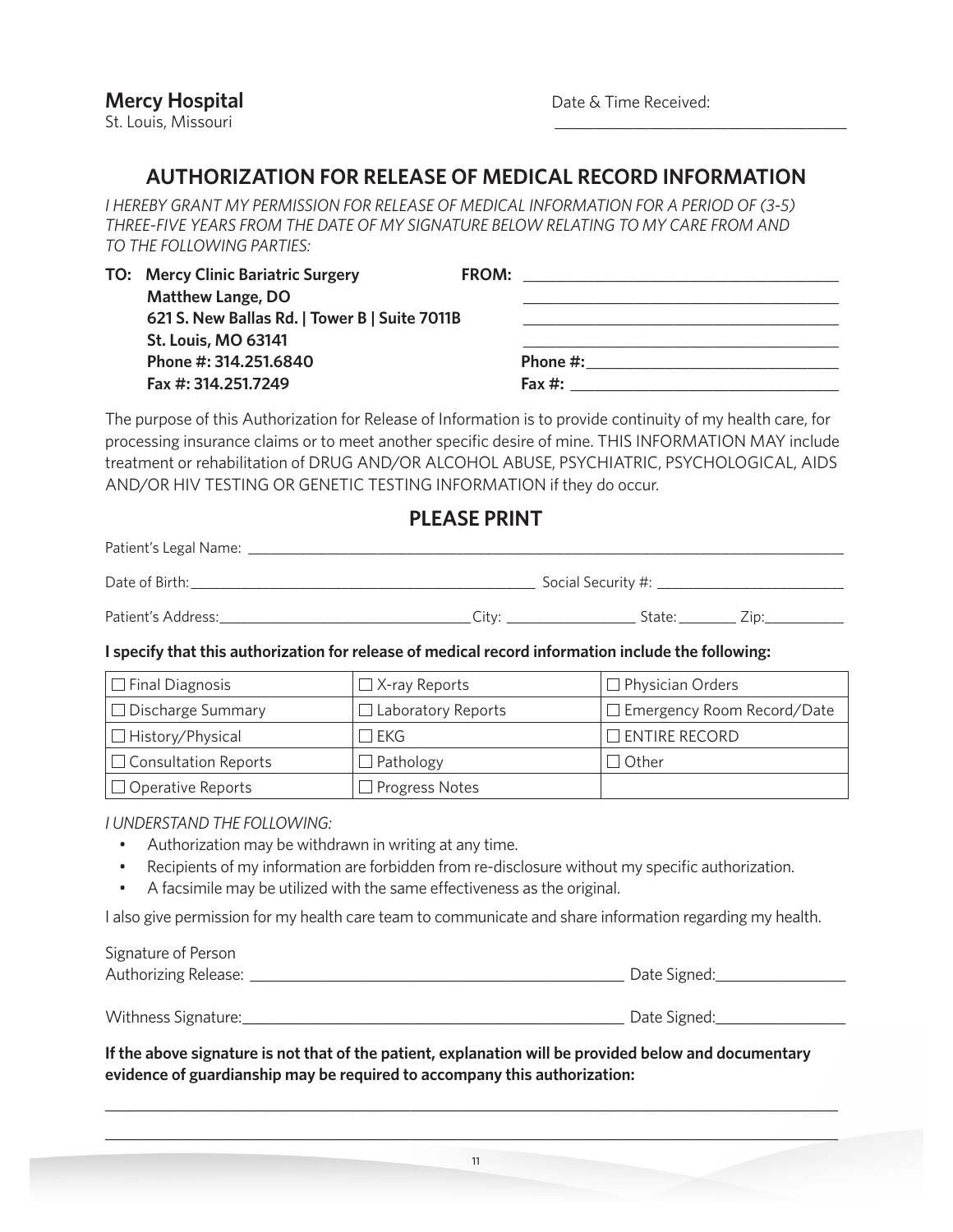**Mercy Hospital**
St. Louis, Missouri

Date & Time Received: ___________________________________

## AUTHORIZATION FOR RELEASE OF MEDICAL RECORD INFORMATION

*I HEREBY GRANT MY PERMISSION FOR RELEASE OF MEDICAL INFORMATION FOR A PERIOD OF (3-5) THREE-FIVE YEARS FROM THE DATE OF MY SIGNATURE BELOW RELATING TO MY CARE FROM AND TO THE FOLLOWING PARTIES:*

**TO: Mercy Clinic Bariatric Surgery**
**Matthew Lange, DO**
**621 S. New Ballas Rd. | Tower B | Suite 7011B**
**St. Louis, MO 63141**
**Phone #: 314.251.6840**
**Fax #: 314.251.7249**

**FROM:** ______________________________________
______________________________________
______________________________________
______________________________________
**Phone #:** ______________________________
**Fax #:** ________________________________

The purpose of this Authorization for Release of Information is to provide continuity of my health care, for processing insurance claims or to meet another specific desire of mine. THIS INFORMATION MAY include treatment or rehabilitation of DRUG AND/OR ALCOHOL ABUSE, PSYCHIATRIC, PSYCHOLOGICAL, AIDS AND/OR HIV TESTING OR GENETIC TESTING INFORMATION if they do occur.

## PLEASE PRINT

Patient's Legal Name: ____________________________________________________________

Date of Birth: ______________________________________ Social Security #: ________________________

Patient's Address: ______________________________ City: ________________ State: _______ Zip: __________

**I specify that this authorization for release of medical record information include the following:**

| | | |
|---|---|---|
| ☐ Final Diagnosis | ☐ X-ray Reports | ☐ Physician Orders |
| ☐ Discharge Summary | ☐ Laboratory Reports | ☐ Emergency Room Record/Date |
| ☐ History/Physical | ☐ EKG | ☐ ENTIRE RECORD |
| ☐ Consultation Reports | ☐ Pathology | ☐ Other |
| ☐ Operative Reports | ☐ Progress Notes | |

*I UNDERSTAND THE FOLLOWING:*

- Authorization may be withdrawn in writing at any time.
- Recipients of my information are forbidden from re-disclosure without my specific authorization.
- A facsimile may be utilized with the same effectiveness as the original.

I also give permission for my health care team to communicate and share information regarding my health.

Signature of Person
Authorizing Release: ______________________________________________ Date Signed: ________________

Withness Signature: ______________________________________________ Date Signed: ________________

**If the above signature is not that of the patient, explanation will be provided below and documentary evidence of guardianship may be required to accompany this authorization:**

__________________________________________________________________________________________

__________________________________________________________________________________________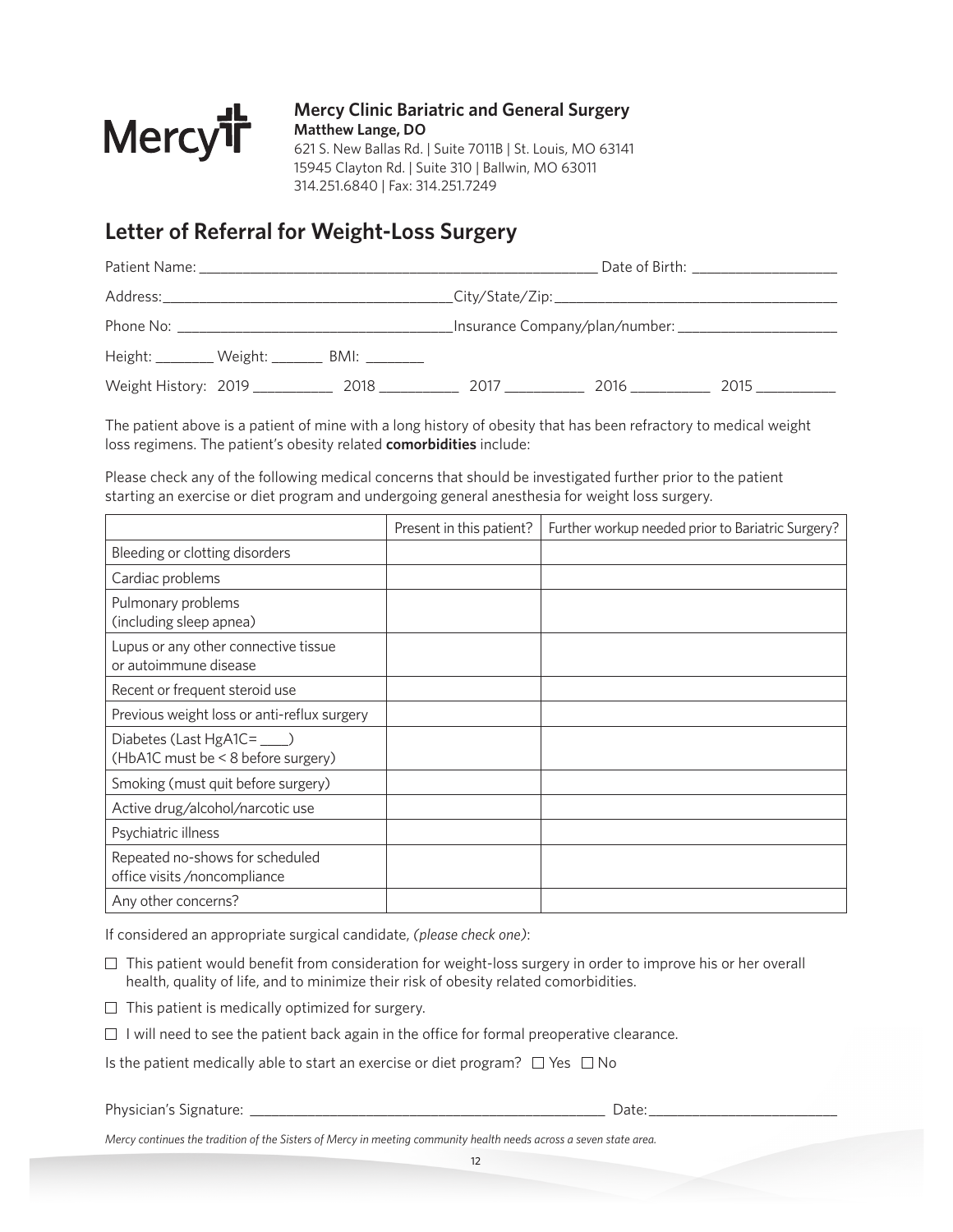Mercy

**Mercy Clinic Bariatric and General Surgery**
**Matthew Lange, DO**
621 S. New Ballas Rd. | Suite 7011B | St. Louis, MO 63141
15945 Clayton Rd. | Suite 310 | Ballwin, MO 63011
314.251.6840 | Fax: 314.251.7249

## Letter of Referral for Weight-Loss Surgery

Patient Name: ______________________________ Date of Birth: ____________

Address: ______________________________ City/State/Zip: ______________________________

Phone No: ______________________________ Insurance Company/plan/number: ______________

Height: ________ Weight: _______ BMI: ________

Weight History: 2019 __________ 2018 __________ 2017 __________ 2016 __________ 2015 __________

The patient above is a patient of mine with a long history of obesity that has been refractory to medical weight loss regimens. The patient's obesity related **comorbidities** include:

Please check any of the following medical concerns that should be investigated further prior to the patient starting an exercise or diet program and undergoing general anesthesia for weight loss surgery.

| | Present in this patient? | Further workup needed prior to Bariatric Surgery? |
|---|---|---|
| Bleeding or clotting disorders | | |
| Cardiac problems | | |
| Pulmonary problems (including sleep apnea) | | |
| Lupus or any other connective tissue or autoimmune disease | | |
| Recent or frequent steroid use | | |
| Previous weight loss or anti-reflux surgery | | |
| Diabetes (Last HgA1C= ____) (HbA1C must be < 8 before surgery) | | |
| Smoking (must quit before surgery) | | |
| Active drug/alcohol/narcotic use | | |
| Psychiatric illness | | |
| Repeated no-shows for scheduled office visits /noncompliance | | |
| Any other concerns? | | |

If considered an appropriate surgical candidate, *(please check one)*:

- ☐ This patient would benefit from consideration for weight-loss surgery in order to improve his or her overall health, quality of life, and to minimize their risk of obesity related comorbidities.
- ☐ This patient is medically optimized for surgery.
- ☐ I will need to see the patient back again in the office for formal preoperative clearance.

Is the patient medically able to start an exercise or diet program? ☐ Yes ☐ No

Physician's Signature: ______________________________ Date: ______________

*Mercy continues the tradition of the Sisters of Mercy in meeting community health needs across a seven state area.*